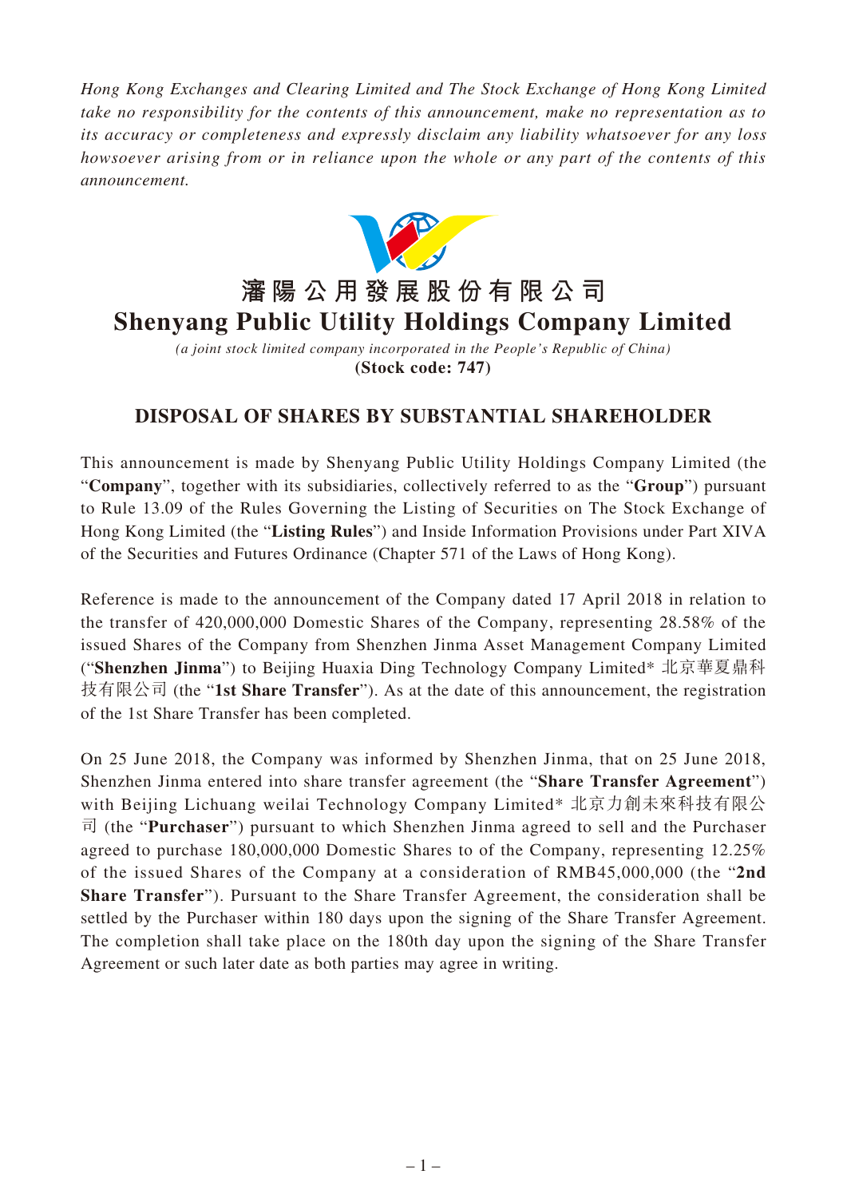*Hong Kong Exchanges and Clearing Limited and The Stock Exchange of Hong Kong Limited take no responsibility for the contents of this announcement, make no representation as to its accuracy or completeness and expressly disclaim any liability whatsoever for any loss howsoever arising from or in reliance upon the whole or any part of the contents of this announcement.*

# 瀋陽公用發展股份有限公司
# Shenyang Public Utility Holdings Company Limited

*(a joint stock limited company incorporated in the People's Republic of China)*
**(Stock code: 747)**

## DISPOSAL OF SHARES BY SUBSTANTIAL SHAREHOLDER

This announcement is made by Shenyang Public Utility Holdings Company Limited (the "**Company**", together with its subsidiaries, collectively referred to as the "**Group**") pursuant to Rule 13.09 of the Rules Governing the Listing of Securities on The Stock Exchange of Hong Kong Limited (the "**Listing Rules**") and Inside Information Provisions under Part XIVA of the Securities and Futures Ordinance (Chapter 571 of the Laws of Hong Kong).

Reference is made to the announcement of the Company dated 17 April 2018 in relation to the transfer of 420,000,000 Domestic Shares of the Company, representing 28.58% of the issued Shares of the Company from Shenzhen Jinma Asset Management Company Limited ("**Shenzhen Jinma**") to Beijing Huaxia Ding Technology Company Limited* 北京華夏鼎科技有限公司 (the "**1st Share Transfer**"). As at the date of this announcement, the registration of the 1st Share Transfer has been completed.

On 25 June 2018, the Company was informed by Shenzhen Jinma, that on 25 June 2018, Shenzhen Jinma entered into share transfer agreement (the "**Share Transfer Agreement**") with Beijing Lichuang weilai Technology Company Limited* 北京力創未來科技有限公司 (the "**Purchaser**") pursuant to which Shenzhen Jinma agreed to sell and the Purchaser agreed to purchase 180,000,000 Domestic Shares to of the Company, representing 12.25% of the issued Shares of the Company at a consideration of RMB45,000,000 (the "**2nd Share Transfer**"). Pursuant to the Share Transfer Agreement, the consideration shall be settled by the Purchaser within 180 days upon the signing of the Share Transfer Agreement. The completion shall take place on the 180th day upon the signing of the Share Transfer Agreement or such later date as both parties may agree in writing.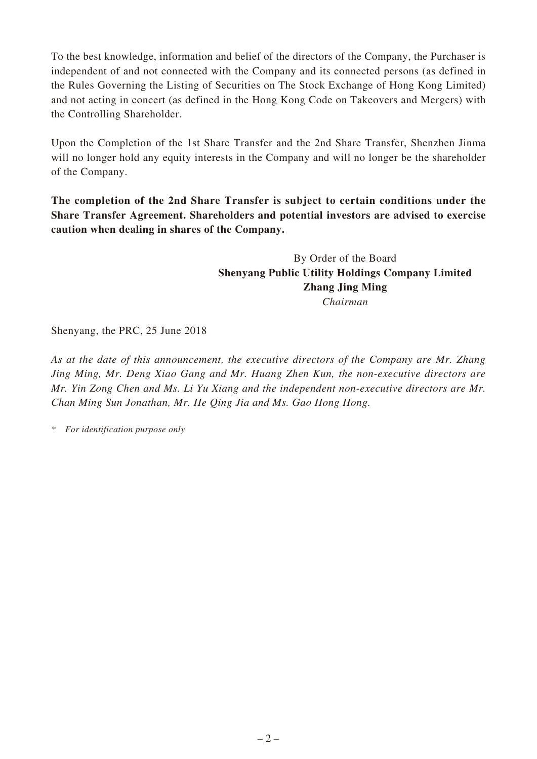To the best knowledge, information and belief of the directors of the Company, the Purchaser is independent of and not connected with the Company and its connected persons (as defined in the Rules Governing the Listing of Securities on The Stock Exchange of Hong Kong Limited) and not acting in concert (as defined in the Hong Kong Code on Takeovers and Mergers) with the Controlling Shareholder.

Upon the Completion of the 1st Share Transfer and the 2nd Share Transfer, Shenzhen Jinma will no longer hold any equity interests in the Company and will no longer be the shareholder of the Company.

**The completion of the 2nd Share Transfer is subject to certain conditions under the Share Transfer Agreement. Shareholders and potential investors are advised to exercise caution when dealing in shares of the Company.**

By Order of the Board
**Shenyang Public Utility Holdings Company Limited**
**Zhang Jing Ming**
*Chairman*

Shenyang, the PRC, 25 June 2018

*As at the date of this announcement, the executive directors of the Company are Mr. Zhang Jing Ming, Mr. Deng Xiao Gang and Mr. Huang Zhen Kun, the non-executive directors are Mr. Yin Zong Chen and Ms. Li Yu Xiang and the independent non-executive directors are Mr. Chan Ming Sun Jonathan, Mr. He Qing Jia and Ms. Gao Hong Hong.*

\* *For identification purpose only*